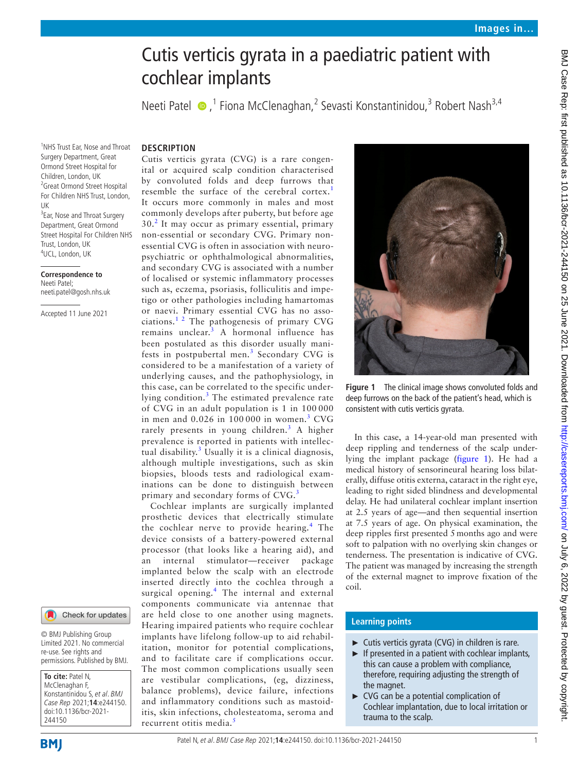# Cutis verticis gyrata in a paediatric patient with cochlear implants

Neeti Patel,[1] Fiona McClenaghan,[2] Sevasti Konstantinidou,[3] Robert Nash[3,4]

[1]NHS Trust Ear, Nose and Throat Surgery Department, Great Ormond Street Hospital for Children, London, UK
[2]Great Ormond Street Hospital For Children NHS Trust, London, UK
[3]Ear, Nose and Throat Surgery Department, Great Ormond Street Hospital For Children NHS Trust, London, UK
[4]UCL, London, UK

**Correspondence to**
Neeti Patel;
neeti.patel@gosh.nhs.uk

Accepted 11 June 2021

© BMJ Publishing Group Limited 2021. No commercial re-use. See rights and permissions. Published by BMJ.

**To cite:** Patel N, McClenaghan F, Konstantinidou S, *et al*. *BMJ Case Rep* 2021;**14**:e244150. doi:10.1136/bcr-2021-244150

## DESCRIPTION

Cutis verticis gyrata (CVG) is a rare congenital or acquired scalp condition characterised by convoluted folds and deep furrows that resemble the surface of the cerebral cortex.[1] It occurs more commonly in males and most commonly develops after puberty, but before age 30.[2] It may occur as primary essential, primary non-essential or secondary CVG. Primary non-essential CVG is often in association with neuropsychiatric or ophthalmological abnormalities, and secondary CVG is associated with a number of localised or systemic inflammatory processes such as, eczema, psoriasis, folliculitis and impetigo or other pathologies including hamartomas or naevi. Primary essential CVG has no associations.[1 2] The pathogenesis of primary CVG remains unclear.[3] A hormonal influence has been postulated as this disorder usually manifests in postpubertal men.[3] Secondary CVG is considered to be a manifestation of a variety of underlying causes, and the pathophysiology, in this case, can be correlated to the specific underlying condition.[3] The estimated prevalence rate of CVG in an adult population is 1 in 100 000 in men and 0.026 in 100 000 in women.[3] CVG rarely presents in young children.[3] A higher prevalence is reported in patients with intellectual disability.[3] Usually it is a clinical diagnosis, although multiple investigations, such as skin biopsies, bloods tests and radiological examinations can be done to distinguish between primary and secondary forms of CVG.[3]

Cochlear implants are surgically implanted prosthetic devices that electrically stimulate the cochlear nerve to provide hearing.[4] The device consists of a battery-powered external processor (that looks like a hearing aid), and an internal stimulator—receiver package implanted below the scalp with an electrode inserted directly into the cochlea through a surgical opening.[4] The internal and external components communicate via antennae that are held close to one another using magnets. Hearing impaired patients who require cochlear implants have lifelong follow-up to aid rehabilitation, monitor for potential complications, and to facilitate care if complications occur. The most common complications usually seen are vestibular complications, (eg, dizziness, balance problems), device failure, infections and inflammatory conditions such as mastoiditis, skin infections, cholesteatoma, seroma and recurrent otitis media.[5]

**Figure 1** The clinical image shows convoluted folds and deep furrows on the back of the patient's head, which is consistent with cutis verticis gyrata.

In this case, a 14-year-old man presented with deep rippling and tenderness of the scalp underlying the implant package (figure 1). He had a medical history of sensorineural hearing loss bilaterally, diffuse otitis externa, cataract in the right eye, leading to right sided blindness and developmental delay. He had unilateral cochlear implant insertion at 2.5 years of age—and then sequential insertion at 7.5 years of age. On physical examination, the deep ripples first presented 5 months ago and were soft to palpation with no overlying skin changes or tenderness. The presentation is indicative of CVG. The patient was managed by increasing the strength of the external magnet to improve fixation of the coil.

### Learning points

- Cutis verticis gyrata (CVG) in children is rare.
- If presented in a patient with cochlear implants, this can cause a problem with compliance, therefore, requiring adjusting the strength of the magnet.
- CVG can be a potential complication of Cochlear implantation, due to local irritation or trauma to the scalp.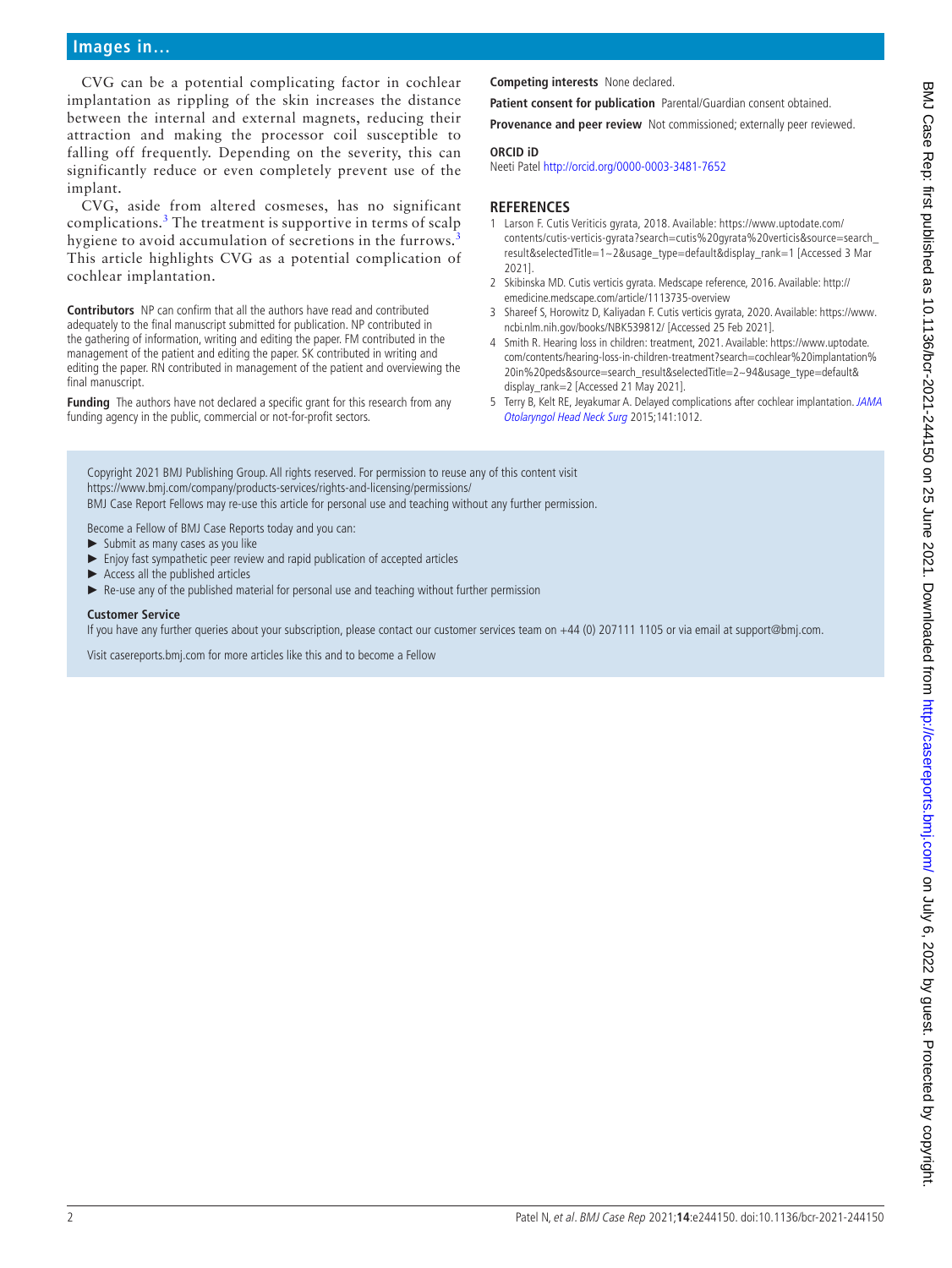CVG can be a potential complicating factor in cochlear implantation as rippling of the skin increases the distance between the internal and external magnets, reducing their attraction and making the processor coil susceptible to falling off frequently. Depending on the severity, this can significantly reduce or even completely prevent use of the implant.

CVG, aside from altered cosmeses, has no significant complications.[3] The treatment is supportive in terms of scalp hygiene to avoid accumulation of secretions in the furrows.[3] This article highlights CVG as a potential complication of cochlear implantation.

**Contributors** NP can confirm that all the authors have read and contributed adequately to the final manuscript submitted for publication. NP contributed in the gathering of information, writing and editing the paper. FM contributed in the management of the patient and editing the paper. SK contributed in writing and editing the paper. RN contributed in management of the patient and overviewing the final manuscript.

**Funding** The authors have not declared a specific grant for this research from any funding agency in the public, commercial or not-for-profit sectors.

**Competing interests** None declared.

**Patient consent for publication** Parental/Guardian consent obtained.

**Provenance and peer review** Not commissioned; externally peer reviewed.

**ORCID iD**

Neeti Patel http://orcid.org/0000-0003-3481-7652

## REFERENCES

1. Larson F. Cutis Veriticis gyrata, 2018. Available: https://www.uptodate.com/contents/cutis-verticis-gyrata?search=cutis%20gyrata%20verticis&source=search_result&selectedTitle=1~2&usage_type=default&display_rank=1 [Accessed 3 Mar 2021].
2. Skibinska MD. Cutis verticis gyrata. Medscape reference, 2016. Available: http://emedicine.medscape.com/article/1113735-overview
3. Shareef S, Horowitz D, Kaliyadan F. Cutis verticis gyrata, 2020. Available: https://www.ncbi.nlm.nih.gov/books/NBK539812/ [Accessed 25 Feb 2021].
4. Smith R. Hearing loss in children: treatment, 2021. Available: https://www.uptodate.com/contents/hearing-loss-in-children-treatment?search=cochlear%20implantation%20in%20peds&source=search_result&selectedTitle=2~94&usage_type=default&display_rank=2 [Accessed 21 May 2021].
5. Terry B, Kelt RE, Jeyakumar A. Delayed complications after cochlear implantation. *JAMA Otolaryngol Head Neck Surg* 2015;141:1012.

Copyright 2021 BMJ Publishing Group. All rights reserved. For permission to reuse any of this content visit https://www.bmj.com/company/products-services/rights-and-licensing/permissions/

BMJ Case Report Fellows may re-use this article for personal use and teaching without any further permission.

Become a Fellow of BMJ Case Reports today and you can:

- Submit as many cases as you like
- Enjoy fast sympathetic peer review and rapid publication of accepted articles
- Access all the published articles
- Re-use any of the published material for personal use and teaching without further permission

**Customer Service**

If you have any further queries about your subscription, please contact our customer services team on +44 (0) 207111 1105 or via email at support@bmj.com.

Visit casereports.bmj.com for more articles like this and to become a Fellow